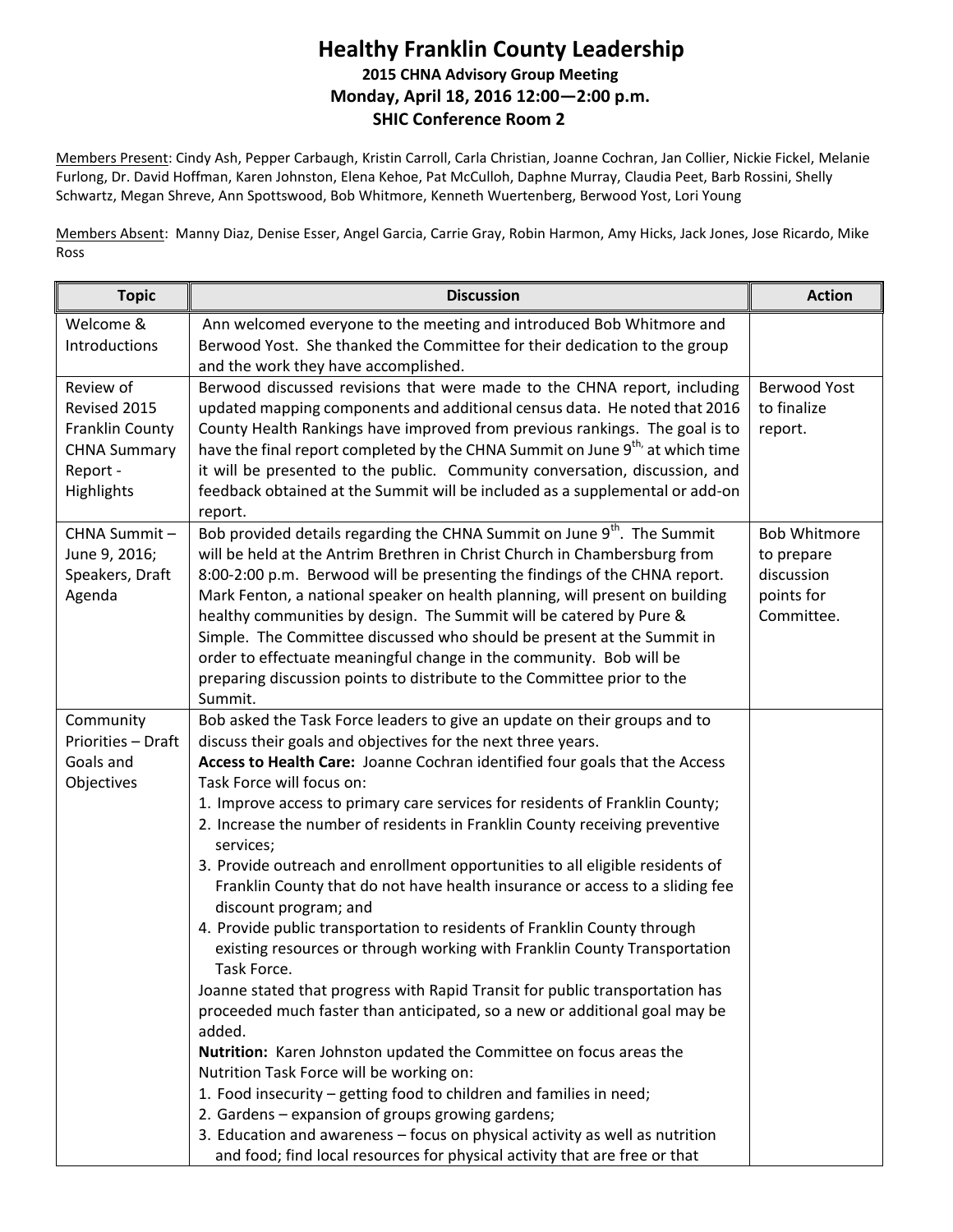# Healthy Franklin County Leadership

**2015 CHNA Advisory Group Meeting**
**Monday, April 18, 2016 12:00—2:00 p.m.**
**SHIC Conference Room 2**

Members Present: Cindy Ash, Pepper Carbaugh, Kristin Carroll, Carla Christian, Joanne Cochran, Jan Collier, Nickie Fickel, Melanie Furlong, Dr. David Hoffman, Karen Johnston, Elena Kehoe, Pat McCulloh, Daphne Murray, Claudia Peet, Barb Rossini, Shelly Schwartz, Megan Shreve, Ann Spottswood, Bob Whitmore, Kenneth Wuertenberg, Berwood Yost, Lori Young

Members Absent: Manny Diaz, Denise Esser, Angel Garcia, Carrie Gray, Robin Harmon, Amy Hicks, Jack Jones, Jose Ricardo, Mike Ross

| Topic | Discussion | Action |
|---|---|---|
| Welcome & Introductions | Ann welcomed everyone to the meeting and introduced Bob Whitmore and Berwood Yost. She thanked the Committee for their dedication to the group and the work they have accomplished. | |
| Review of Revised 2015 Franklin County CHNA Summary Report - Highlights | Berwood discussed revisions that were made to the CHNA report, including updated mapping components and additional census data. He noted that 2016 County Health Rankings have improved from previous rankings. The goal is to have the final report completed by the CHNA Summit on June 9th, at which time it will be presented to the public. Community conversation, discussion, and feedback obtained at the Summit will be included as a supplemental or add-on report. | Berwood Yost to finalize report. |
| CHNA Summit – June 9, 2016; Speakers, Draft Agenda | Bob provided details regarding the CHNA Summit on June 9th. The Summit will be held at the Antrim Brethren in Christ Church in Chambersburg from 8:00-2:00 p.m. Berwood will be presenting the findings of the CHNA report. Mark Fenton, a national speaker on health planning, will present on building healthy communities by design. The Summit will be catered by Pure & Simple. The Committee discussed who should be present at the Summit in order to effectuate meaningful change in the community. Bob will be preparing discussion points to distribute to the Committee prior to the Summit. | Bob Whitmore to prepare discussion points for Committee. |
| Community Priorities – Draft Goals and Objectives | Bob asked the Task Force leaders to give an update on their groups and to discuss their goals and objectives for the next three years.<br>**Access to Health Care:** Joanne Cochran identified four goals that the Access Task Force will focus on:<br>1. Improve access to primary care services for residents of Franklin County;<br>2. Increase the number of residents in Franklin County receiving preventive services;<br>3. Provide outreach and enrollment opportunities to all eligible residents of Franklin County that do not have health insurance or access to a sliding fee discount program; and<br>4. Provide public transportation to residents of Franklin County through existing resources or through working with Franklin County Transportation Task Force.<br>Joanne stated that progress with Rapid Transit for public transportation has proceeded much faster than anticipated, so a new or additional goal may be added.<br>**Nutrition:** Karen Johnston updated the Committee on focus areas the Nutrition Task Force will be working on:<br>1. Food insecurity – getting food to children and families in need;<br>2. Gardens – expansion of groups growing gardens;<br>3. Education and awareness – focus on physical activity as well as nutrition and food; find local resources for physical activity that are free or that | |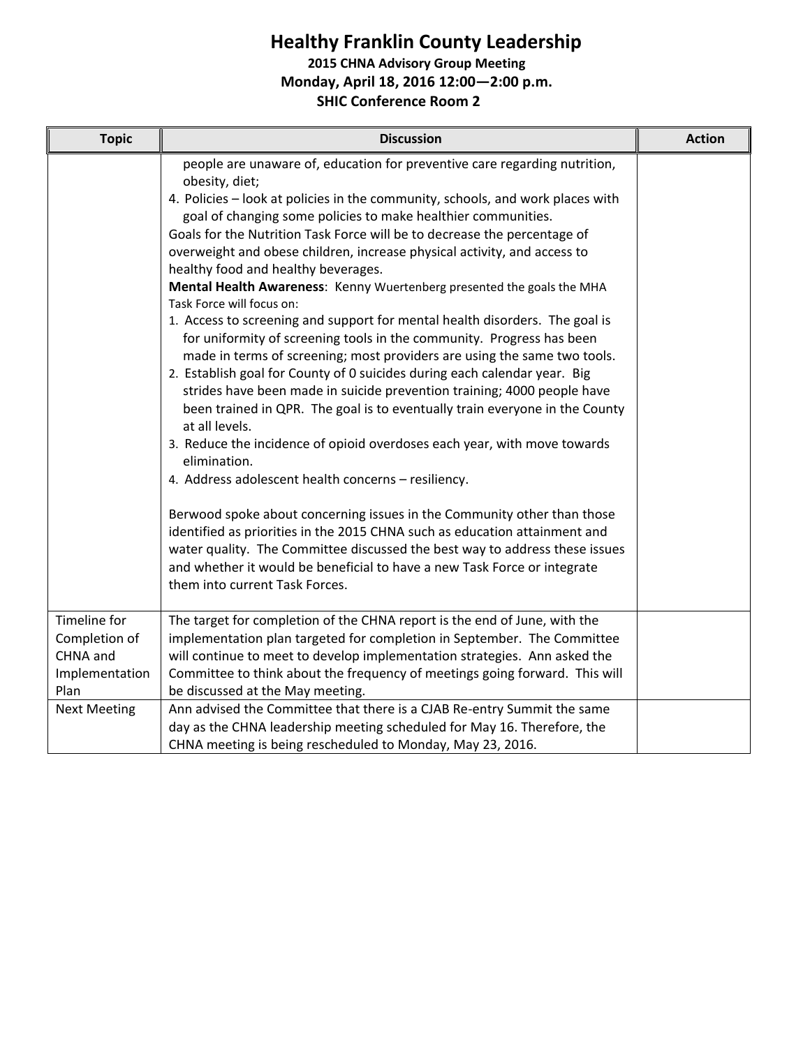# Healthy Franklin County Leadership

**2015 CHNA Advisory Group Meeting**
**Monday, April 18, 2016 12:00—2:00 p.m.**
**SHIC Conference Room 2**

| Topic | Discussion | Action |
|---|---|---|
| | people are unaware of, education for preventive care regarding nutrition, obesity, diet;<br>4. Policies – look at policies in the community, schools, and work places with goal of changing some policies to make healthier communities.<br>Goals for the Nutrition Task Force will be to decrease the percentage of overweight and obese children, increase physical activity, and access to healthy food and healthy beverages.<br>**Mental Health Awareness**: Kenny Wuertenberg presented the goals the MHA Task Force will focus on:<br>1. Access to screening and support for mental health disorders. The goal is for uniformity of screening tools in the community. Progress has been made in terms of screening; most providers are using the same two tools.<br>2. Establish goal for County of 0 suicides during each calendar year. Big strides have been made in suicide prevention training; 4000 people have been trained in QPR. The goal is to eventually train everyone in the County at all levels.<br>3. Reduce the incidence of opioid overdoses each year, with move towards elimination.<br>4. Address adolescent health concerns – resiliency.<br><br>Berwood spoke about concerning issues in the Community other than those identified as priorities in the 2015 CHNA such as education attainment and water quality. The Committee discussed the best way to address these issues and whether it would be beneficial to have a new Task Force or integrate them into current Task Forces. | |
| Timeline for Completion of CHNA and Implementation Plan | The target for completion of the CHNA report is the end of June, with the implementation plan targeted for completion in September. The Committee will continue to meet to develop implementation strategies. Ann asked the Committee to think about the frequency of meetings going forward. This will be discussed at the May meeting. | |
| Next Meeting | Ann advised the Committee that there is a CJAB Re-entry Summit the same day as the CHNA leadership meeting scheduled for May 16. Therefore, the CHNA meeting is being rescheduled to Monday, May 23, 2016. | |